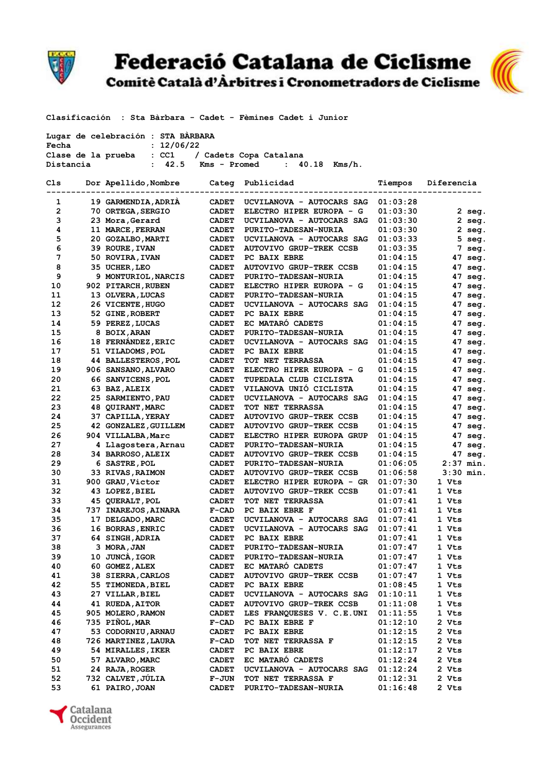# Federació Catalana de Ciclisme

## Comitè Català d'Àrbitres i Cronometradors de Ciclisme

Clasificación : Sta Bàrbara - Cadet - Fèmines Cadet i Junior

Lugar de celebración : STA BÀRBARA
Fecha : 12/06/22
Clase de la prueba : CC1 / Cadets Copa Catalana
Distancia : 42.5 Kms - Promed : 40.18 Kms/h.

| Cls | Dor | Apellido,Nombre | Categ | Publicidad | Tiempos | Diferencia |
|---|---|---|---|---|---|---|
| 1 | 19 | GARMENDIA,ADRIÀ | CADET | UCVILANOVA - AUTOCARS SAG | 01:03:28 | |
| 2 | 70 | ORTEGA,SERGIO | CADET | ELECTRO HIPER EUROPA - G | 01:03:30 | 2 seg. |
| 3 | 23 | Mora,Gerard | CADET | UCVILANOVA - AUTOCARS SAG | 01:03:30 | 2 seg. |
| 4 | 11 | MARCE,FERRAN | CADET | PURITO-TADESAN-NURIA | 01:03:30 | 2 seg. |
| 5 | 20 | GOZALBO,MARTI | CADET | UCVILANOVA - AUTOCARS SAG | 01:03:33 | 5 seg. |
| 6 | 39 | ROURE,IVAN | CADET | AUTOVIVO GRUP-TREK CCSB | 01:03:35 | 7 seg. |
| 7 | 50 | ROVIRA,IVAN | CADET | PC BAIX EBRE | 01:04:15 | 47 seg. |
| 8 | 35 | UCHER,LEO | CADET | AUTOVIVO GRUP-TREK CCSB | 01:04:15 | 47 seg. |
| 9 | 9 | MONTURIOL,NARCIS | CADET | PURITO-TADESAN-NURIA | 01:04:15 | 47 seg. |
| 10 | 902 | PITARCH,RUBEN | CADET | ELECTRO HIPER EUROPA - G | 01:04:15 | 47 seg. |
| 11 | 13 | OLVERA,LUCAS | CADET | PURITO-TADESAN-NURIA | 01:04:15 | 47 seg. |
| 12 | 26 | VICENTE,HUGO | CADET | UCVILANOVA - AUTOCARS SAG | 01:04:15 | 47 seg. |
| 13 | 52 | GINE,ROBERT | CADET | PC BAIX EBRE | 01:04:15 | 47 seg. |
| 14 | 59 | PEREZ,LUCAS | CADET | EC MATARÓ CADETS | 01:04:15 | 47 seg. |
| 15 | 8 | BOIX,ARAN | CADET | PURITO-TADESAN-NURIA | 01:04:15 | 47 seg. |
| 16 | 18 | FERNÁNDEZ,ERIC | CADET | UCVILANOVA - AUTOCARS SAG | 01:04:15 | 47 seg. |
| 17 | 51 | VILADOMS,POL | CADET | PC BAIX EBRE | 01:04:15 | 47 seg. |
| 18 | 44 | BALLESTEROS,POL | CADET | TOT NET TERRASSA | 01:04:15 | 47 seg. |
| 19 | 906 | SANSANO,ALVARO | CADET | ELECTRO HIPER EUROPA - G | 01:04:15 | 47 seg. |
| 20 | 66 | SANVICENS,POL | CADET | TUPEDALA CLUB CICLISTA | 01:04:15 | 47 seg. |
| 21 | 63 | BAZ,ALEIX | CADET | VILANOVA UNIÓ CICLISTA | 01:04:15 | 47 seg. |
| 22 | 25 | SARMIENTO,PAU | CADET | UCVILANOVA - AUTOCARS SAG | 01:04:15 | 47 seg. |
| 23 | 48 | QUIRANT,MARC | CADET | TOT NET TERRASSA | 01:04:15 | 47 seg. |
| 24 | 37 | CAPILLA,YERAY | CADET | AUTOVIVO GRUP-TREK CCSB | 01:04:15 | 47 seg. |
| 25 | 42 | GONZALEZ,GUILLEM | CADET | AUTOVIVO GRUP-TREK CCSB | 01:04:15 | 47 seg. |
| 26 | 904 | VILLALBA,Marc | CADET | ELECTRO HIPER EUROPA GRUP | 01:04:15 | 47 seg. |
| 27 | 4 | Llagostera,Arnau | CADET | PURITO-TADESAN-NURIA | 01:04:15 | 47 seg. |
| 28 | 34 | BARROSO,ALEIX | CADET | AUTOVIVO GRUP-TREK CCSB | 01:04:15 | 47 seg. |
| 29 | 6 | SASTRE,POL | CADET | PURITO-TADESAN-NURIA | 01:06:05 | 2:37 min. |
| 30 | 33 | RIVAS,RAIMON | CADET | AUTOVIVO GRUP-TREK CCSB | 01:06:58 | 3:30 min. |
| 31 | 900 | GRAU,Victor | CADET | ELECTRO HIPER EUROPA - GR | 01:07:30 | 1 Vts |
| 32 | 43 | LOPEZ,BIEL | CADET | AUTOVIVO GRUP-TREK CCSB | 01:07:41 | 1 Vts |
| 33 | 45 | QUERALT,POL | CADET | TOT NET TERRASSA | 01:07:41 | 1 Vts |
| 34 | 737 | INAREJOS,AINARA | F-CAD | PC BAIX EBRE F | 01:07:41 | 1 Vts |
| 35 | 17 | DELGADO,MARC | CADET | UCVILANOVA - AUTOCARS SAG | 01:07:41 | 1 Vts |
| 36 | 16 | BORRAS,ENRIC | CADET | UCVILANOVA - AUTOCARS SAG | 01:07:41 | 1 Vts |
| 37 | 64 | SINGH,ADRIA | CADET | PC BAIX EBRE | 01:07:41 | 1 Vts |
| 38 | 3 | MORA,JAN | CADET | PURITO-TADESAN-NURIA | 01:07:47 | 1 Vts |
| 39 | 10 | JUNCÀ,IGOR | CADET | PURITO-TADESAN-NURIA | 01:07:47 | 1 Vts |
| 40 | 60 | GOMEZ,ALEX | CADET | EC MATARÓ CADETS | 01:07:47 | 1 Vts |
| 41 | 38 | SIERRA,CARLOS | CADET | AUTOVIVO GRUP-TREK CCSB | 01:07:47 | 1 Vts |
| 42 | 55 | TIMONEDA,BIEL | CADET | PC BAIX EBRE | 01:08:45 | 1 Vts |
| 43 | 27 | VILLAR,BIEL | CADET | UCVILANOVA - AUTOCARS SAG | 01:10:11 | 1 Vts |
| 44 | 41 | RUEDA,AITOR | CADET | AUTOVIVO GRUP-TREK CCSB | 01:11:08 | 1 Vts |
| 45 | 905 | MOLERO,RAMON | CADET | LES FRANQUESES V. C.E.UNI | 01:11:55 | 1 Vts |
| 46 | 735 | PIÑOL,MAR | F-CAD | PC BAIX EBRE F | 01:12:10 | 2 Vts |
| 47 | 53 | CODORNIU,ARNAU | CADET | PC BAIX EBRE | 01:12:15 | 2 Vts |
| 48 | 726 | MARTINEZ,LAURA | F-CAD | TOT NET TERRASSA F | 01:12:15 | 2 Vts |
| 49 | 54 | MIRALLES,IKER | CADET | PC BAIX EBRE | 01:12:17 | 2 Vts |
| 50 | 57 | ALVARO,MARC | CADET | EC MATARÓ CADETS | 01:12:24 | 2 Vts |
| 51 | 24 | RAJA,ROGER | CADET | UCVILANOVA - AUTOCARS SAG | 01:12:24 | 2 Vts |
| 52 | 732 | CALVET,JÚLIA | F-JUN | TOT NET TERRASSA F | 01:12:31 | 2 Vts |
| 53 | 61 | PAIRO,JOAN | CADET | PURITO-TADESAN-NURIA | 01:16:48 | 2 Vts |

Catalana Occident Assegurances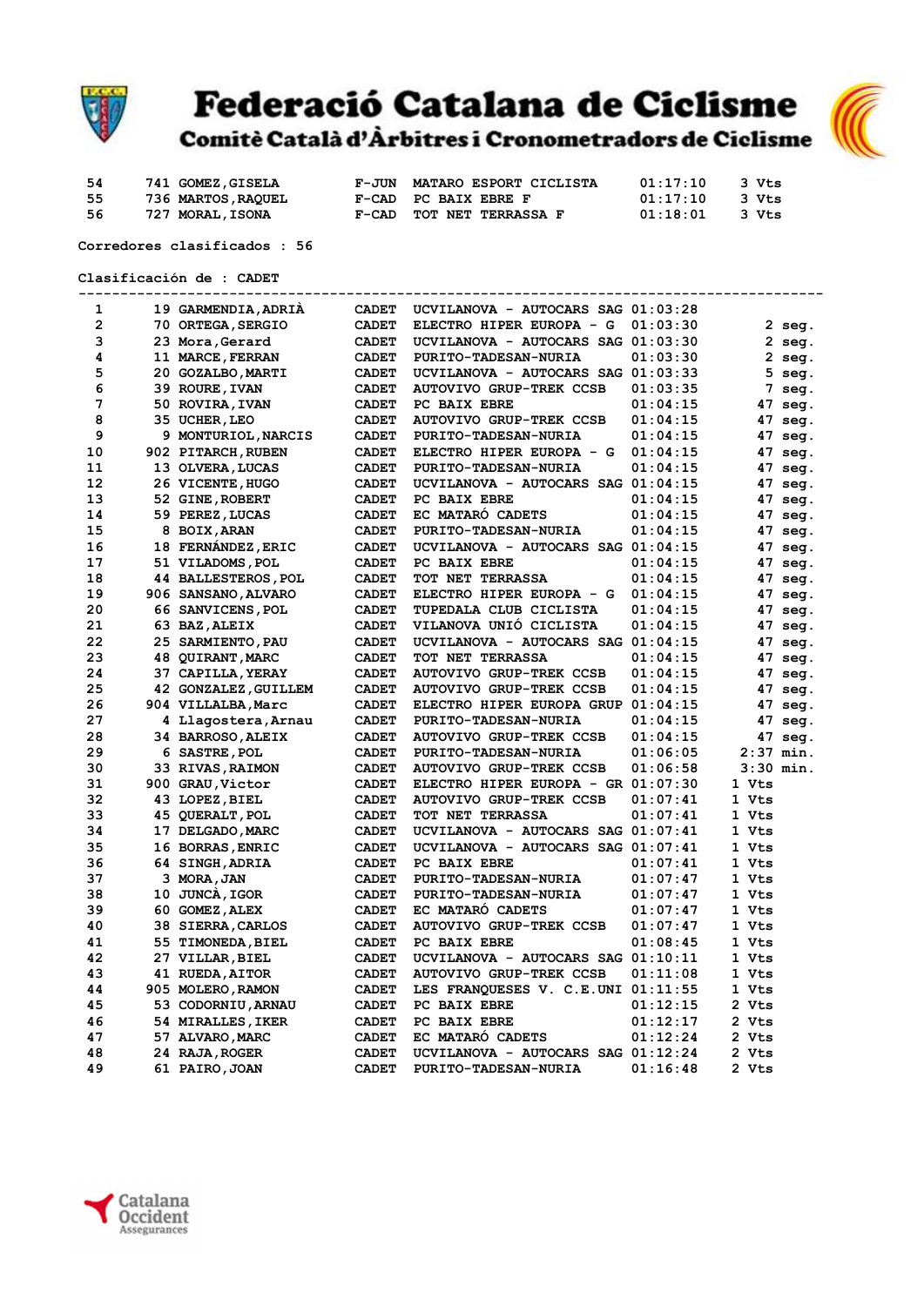| | | | | | |
|---|---|---|---|---|---|
| 54 | 741 | GOMEZ,GISELA | F-JUN | MATARO ESPORT CICLISTA | 01:17:10 | 3 Vts |
| 55 | 736 | MARTOS,RAQUEL | F-CAD | PC BAIX EBRE F | 01:17:10 | 3 Vts |
| 56 | 727 | MORAL,ISONA | F-CAD | TOT NET TERRASSA F | 01:18:01 | 3 Vts |

Corredores clasificados : 56

Clasificación de : CADET

| | | | | | | |
|---|---|---|---|---|---|---|
| 1 | 19 | GARMENDIA,ADRIÀ | CADET | UCVILANOVA - AUTOCARS SAG | 01:03:28 | |
| 2 | 70 | ORTEGA,SERGIO | CADET | ELECTRO HIPER EUROPA - G | 01:03:30 | 2 seg. |
| 3 | 23 | Mora,Gerard | CADET | UCVILANOVA - AUTOCARS SAG | 01:03:30 | 2 seg. |
| 4 | 11 | MARCE,FERRAN | CADET | PURITO-TADESAN-NURIA | 01:03:30 | 2 seg. |
| 5 | 20 | GOZALBO,MARTI | CADET | UCVILANOVA - AUTOCARS SAG | 01:03:33 | 5 seg. |
| 6 | 39 | ROURE,IVAN | CADET | AUTOVIVO GRUP-TREK CCSB | 01:03:35 | 7 seg. |
| 7 | 50 | ROVIRA,IVAN | CADET | PC BAIX EBRE | 01:04:15 | 47 seg. |
| 8 | 35 | UCHER,LEO | CADET | AUTOVIVO GRUP-TREK CCSB | 01:04:15 | 47 seg. |
| 9 | 9 | MONTURIOL,NARCIS | CADET | PURITO-TADESAN-NURIA | 01:04:15 | 47 seg. |
| 10 | 902 | PITARCH,RUBEN | CADET | ELECTRO HIPER EUROPA - G | 01:04:15 | 47 seg. |
| 11 | 13 | OLVERA,LUCAS | CADET | PURITO-TADESAN-NURIA | 01:04:15 | 47 seg. |
| 12 | 26 | VICENTE,HUGO | CADET | UCVILANOVA - AUTOCARS SAG | 01:04:15 | 47 seg. |
| 13 | 52 | GINE,ROBERT | CADET | PC BAIX EBRE | 01:04:15 | 47 seg. |
| 14 | 59 | PEREZ,LUCAS | CADET | EC MATARÓ CADETS | 01:04:15 | 47 seg. |
| 15 | 8 | BOIX,ARAN | CADET | PURITO-TADESAN-NURIA | 01:04:15 | 47 seg. |
| 16 | 18 | FERNÁNDEZ,ERIC | CADET | UCVILANOVA - AUTOCARS SAG | 01:04:15 | 47 seg. |
| 17 | 51 | VILADOMS,POL | CADET | PC BAIX EBRE | 01:04:15 | 47 seg. |
| 18 | 44 | BALLESTEROS,POL | CADET | TOT NET TERRASSA | 01:04:15 | 47 seg. |
| 19 | 906 | SANSANO,ALVARO | CADET | ELECTRO HIPER EUROPA - G | 01:04:15 | 47 seg. |
| 20 | 66 | SANVICENS,POL | CADET | TUPEDALA CLUB CICLISTA | 01:04:15 | 47 seg. |
| 21 | 63 | BAZ,ALEIX | CADET | VILANOVA UNIÓ CICLISTA | 01:04:15 | 47 seg. |
| 22 | 25 | SARMIENTO,PAU | CADET | UCVILANOVA - AUTOCARS SAG | 01:04:15 | 47 seg. |
| 23 | 48 | QUIRANT,MARC | CADET | TOT NET TERRASSA | 01:04:15 | 47 seg. |
| 24 | 37 | CAPILLA,YERAY | CADET | AUTOVIVO GRUP-TREK CCSB | 01:04:15 | 47 seg. |
| 25 | 42 | GONZALEZ,GUILLEM | CADET | AUTOVIVO GRUP-TREK CCSB | 01:04:15 | 47 seg. |
| 26 | 904 | VILLALBA,Marc | CADET | ELECTRO HIPER EUROPA GRUP | 01:04:15 | 47 seg. |
| 27 | 4 | Llagostera,Arnau | CADET | PURITO-TADESAN-NURIA | 01:04:15 | 47 seg. |
| 28 | 34 | BARROSO,ALEIX | CADET | AUTOVIVO GRUP-TREK CCSB | 01:04:15 | 47 seg. |
| 29 | 6 | SASTRE,POL | CADET | PURITO-TADESAN-NURIA | 01:06:05 | 2:37 min. |
| 30 | 33 | RIVAS,RAIMON | CADET | AUTOVIVO GRUP-TREK CCSB | 01:06:58 | 3:30 min. |
| 31 | 900 | GRAU,Victor | CADET | ELECTRO HIPER EUROPA - GR | 01:07:30 | 1 Vts |
| 32 | 43 | LOPEZ,BIEL | CADET | AUTOVIVO GRUP-TREK CCSB | 01:07:41 | 1 Vts |
| 33 | 45 | QUERALT,POL | CADET | TOT NET TERRASSA | 01:07:41 | 1 Vts |
| 34 | 17 | DELGADO,MARC | CADET | UCVILANOVA - AUTOCARS SAG | 01:07:41 | 1 Vts |
| 35 | 16 | BORRAS,ENRIC | CADET | UCVILANOVA - AUTOCARS SAG | 01:07:41 | 1 Vts |
| 36 | 64 | SINGH,ADRIA | CADET | PC BAIX EBRE | 01:07:41 | 1 Vts |
| 37 | 3 | MORA,JAN | CADET | PURITO-TADESAN-NURIA | 01:07:47 | 1 Vts |
| 38 | 10 | JUNCÀ,IGOR | CADET | PURITO-TADESAN-NURIA | 01:07:47 | 1 Vts |
| 39 | 60 | GOMEZ,ALEX | CADET | EC MATARÓ CADETS | 01:07:47 | 1 Vts |
| 40 | 38 | SIERRA,CARLOS | CADET | AUTOVIVO GRUP-TREK CCSB | 01:07:47 | 1 Vts |
| 41 | 55 | TIMONEDA,BIEL | CADET | PC BAIX EBRE | 01:08:45 | 1 Vts |
| 42 | 27 | VILLAR,BIEL | CADET | UCVILANOVA - AUTOCARS SAG | 01:10:11 | 1 Vts |
| 43 | 41 | RUEDA,AITOR | CADET | AUTOVIVO GRUP-TREK CCSB | 01:11:08 | 1 Vts |
| 44 | 905 | MOLERO,RAMON | CADET | LES FRANQUESES V. C.E.UNI | 01:11:55 | 1 Vts |
| 45 | 53 | CODORNIU,ARNAU | CADET | PC BAIX EBRE | 01:12:15 | 2 Vts |
| 46 | 54 | MIRALLES,IKER | CADET | PC BAIX EBRE | 01:12:17 | 2 Vts |
| 47 | 57 | ALVARO,MARC | CADET | EC MATARÓ CADETS | 01:12:24 | 2 Vts |
| 48 | 24 | RAJA,ROGER | CADET | UCVILANOVA - AUTOCARS SAG | 01:12:24 | 2 Vts |
| 49 | 61 | PAIRO,JOAN | CADET | PURITO-TADESAN-NURIA | 01:16:48 | 2 Vts |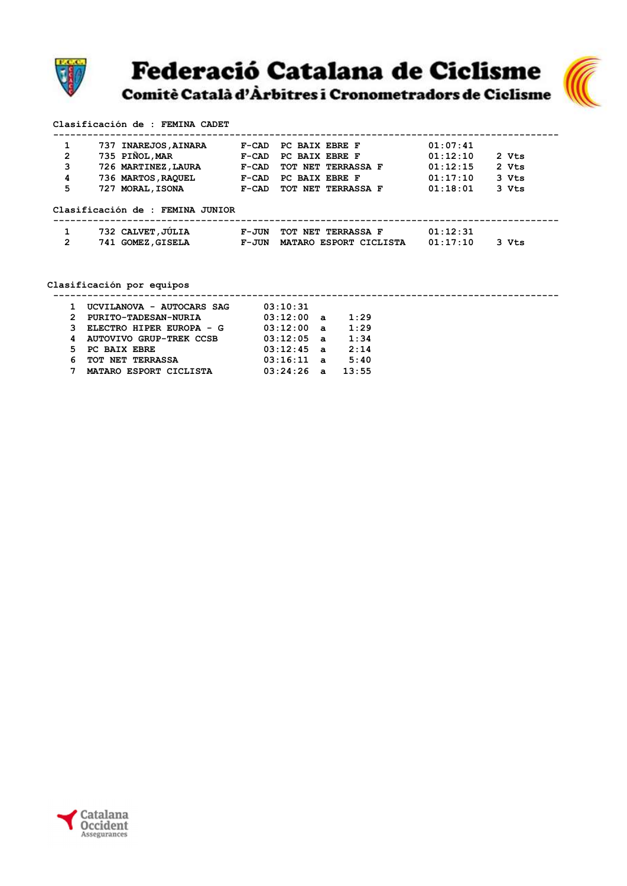# Federació Catalana de Ciclisme

## Comitè Català d'Àrbitres i Cronometradors de Ciclisme

**Clasificación de : FEMINA CADET**

| | | | | | | |
|---|---|---|---|---|---|---|
| 1 | 737 | INAREJOS,AINARA | F-CAD | PC BAIX EBRE F | 01:07:41 | |
| 2 | 735 | PIÑOL,MAR | F-CAD | PC BAIX EBRE F | 01:12:10 | 2 Vts |
| 3 | 726 | MARTINEZ,LAURA | F-CAD | TOT NET TERRASSA F | 01:12:15 | 2 Vts |
| 4 | 736 | MARTOS,RAQUEL | F-CAD | PC BAIX EBRE F | 01:17:10 | 3 Vts |
| 5 | 727 | MORAL,ISONA | F-CAD | TOT NET TERRASSA F | 01:18:01 | 3 Vts |

**Clasificación de : FEMINA JUNIOR**

| | | | | | | |
|---|---|---|---|---|---|---|
| 1 | 732 | CALVET,JÚLIA | F-JUN | TOT NET TERRASSA F | 01:12:31 | |
| 2 | 741 | GOMEZ,GISELA | F-JUN | MATARO ESPORT CICLISTA | 01:17:10 | 3 Vts |

**Clasificación por equipos**

| | | | | |
|---|---|---|---|---|
| 1 | UCVILANOVA - AUTOCARS SAG | 03:10:31 | | |
| 2 | PURITO-TADESAN-NURIA | 03:12:00 | a | 1:29 |
| 3 | ELECTRO HIPER EUROPA - G | 03:12:00 | a | 1:29 |
| 4 | AUTOVIVO GRUP-TREK CCSB | 03:12:05 | a | 1:34 |
| 5 | PC BAIX EBRE | 03:12:45 | a | 2:14 |
| 6 | TOT NET TERRASSA | 03:16:11 | a | 5:40 |
| 7 | MATARO ESPORT CICLISTA | 03:24:26 | a | 13:55 |

Catalana Occident Assegurances